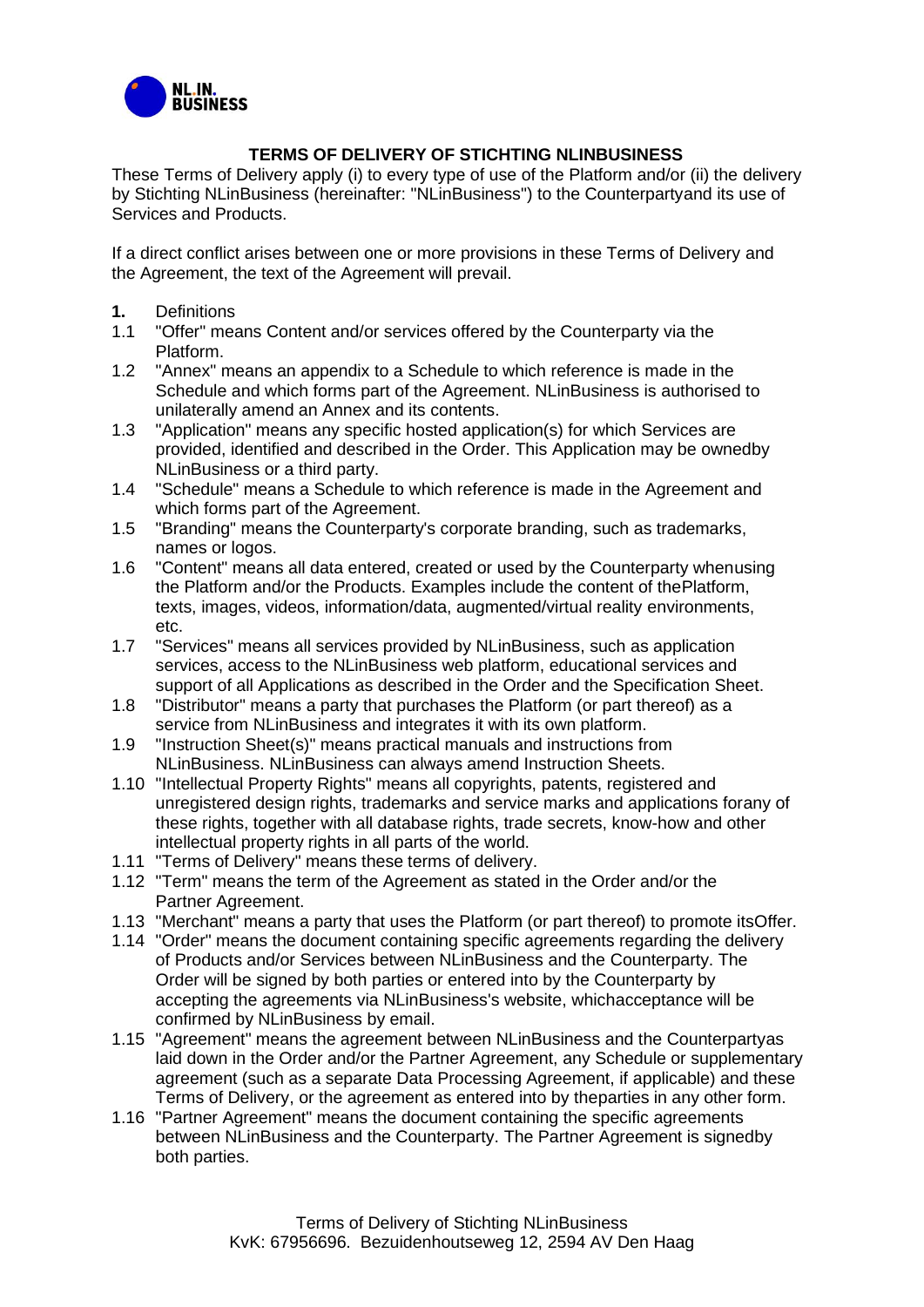# TERMS OF DELIVERY OF STICHTING NLINBUSINESS

These Terms of Delivery apply (i) to every type of use of the Platform and/or (ii) the delivery by Stichting NLinBusiness (hereinafter: "NLinBusiness") to the Counterpartyand its use of Services and Products.

If a direct conflict arises between one or more provisions in these Terms of Delivery and the Agreement, the text of the Agreement will prevail.

**1.** Definitions

1.1 "Offer" means Content and/or services offered by the Counterparty via the Platform.

1.2 "Annex" means an appendix to a Schedule to which reference is made in the Schedule and which forms part of the Agreement. NLinBusiness is authorised to unilaterally amend an Annex and its contents.

1.3 "Application" means any specific hosted application(s) for which Services are provided, identified and described in the Order. This Application may be ownedby NLinBusiness or a third party.

1.4 "Schedule" means a Schedule to which reference is made in the Agreement and which forms part of the Agreement.

1.5 "Branding" means the Counterparty's corporate branding, such as trademarks, names or logos.

1.6 "Content" means all data entered, created or used by the Counterparty whenusing the Platform and/or the Products. Examples include the content of thePlatform, texts, images, videos, information/data, augmented/virtual reality environments, etc.

1.7 "Services" means all services provided by NLinBusiness, such as application services, access to the NLinBusiness web platform, educational services and support of all Applications as described in the Order and the Specification Sheet.

1.8 "Distributor" means a party that purchases the Platform (or part thereof) as a service from NLinBusiness and integrates it with its own platform.

1.9 "Instruction Sheet(s)" means practical manuals and instructions from NLinBusiness. NLinBusiness can always amend Instruction Sheets.

1.10 "Intellectual Property Rights" means all copyrights, patents, registered and unregistered design rights, trademarks and service marks and applications forany of these rights, together with all database rights, trade secrets, know-how and other intellectual property rights in all parts of the world.

1.11 "Terms of Delivery" means these terms of delivery.

1.12 "Term" means the term of the Agreement as stated in the Order and/or the Partner Agreement.

1.13 "Merchant" means a party that uses the Platform (or part thereof) to promote itsOffer.

1.14 "Order" means the document containing specific agreements regarding the delivery of Products and/or Services between NLinBusiness and the Counterparty. The Order will be signed by both parties or entered into by the Counterparty by accepting the agreements via NLinBusiness's website, whichacceptance will be confirmed by NLinBusiness by email.

1.15 "Agreement" means the agreement between NLinBusiness and the Counterpartyas laid down in the Order and/or the Partner Agreement, any Schedule or supplementary agreement (such as a separate Data Processing Agreement, if applicable) and these Terms of Delivery, or the agreement as entered into by theparties in any other form.

1.16 "Partner Agreement" means the document containing the specific agreements between NLinBusiness and the Counterparty. The Partner Agreement is signedby both parties.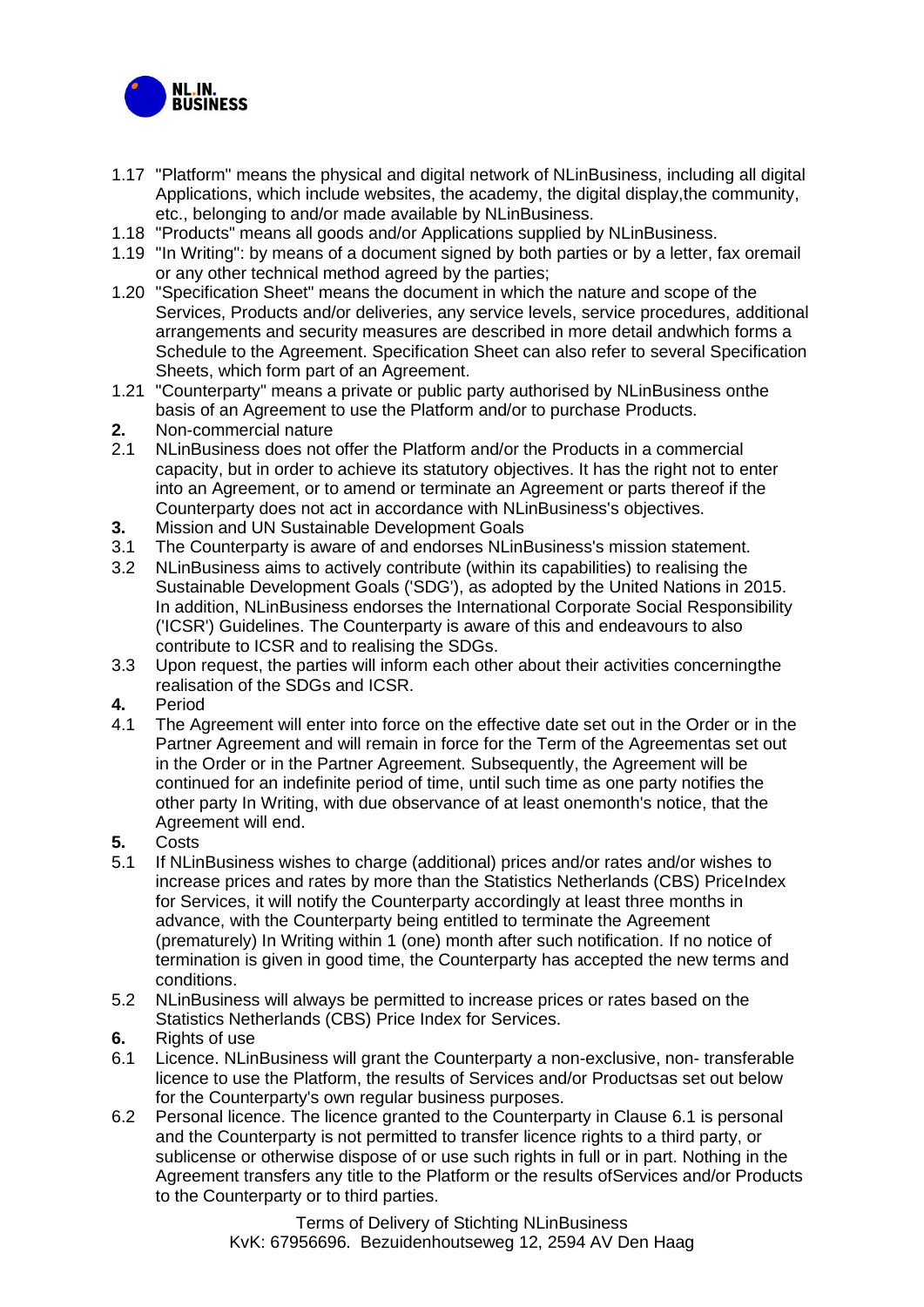1.17 "Platform" means the physical and digital network of NLinBusiness, including all digital Applications, which include websites, the academy, the digital display,the community, etc., belonging to and/or made available by NLinBusiness.

1.18 "Products" means all goods and/or Applications supplied by NLinBusiness.

1.19 "In Writing": by means of a document signed by both parties or by a letter, fax oremail or any other technical method agreed by the parties;

1.20 "Specification Sheet" means the document in which the nature and scope of the Services, Products and/or deliveries, any service levels, service procedures, additional arrangements and security measures are described in more detail andwhich forms a Schedule to the Agreement. Specification Sheet can also refer to several Specification Sheets, which form part of an Agreement.

1.21 "Counterparty" means a private or public party authorised by NLinBusiness onthe basis of an Agreement to use the Platform and/or to purchase Products.

**2.** Non-commercial nature

2.1 NLinBusiness does not offer the Platform and/or the Products in a commercial capacity, but in order to achieve its statutory objectives. It has the right not to enter into an Agreement, or to amend or terminate an Agreement or parts thereof if the Counterparty does not act in accordance with NLinBusiness's objectives.

**3.** Mission and UN Sustainable Development Goals

3.1 The Counterparty is aware of and endorses NLinBusiness's mission statement.

3.2 NLinBusiness aims to actively contribute (within its capabilities) to realising the Sustainable Development Goals ('SDG'), as adopted by the United Nations in 2015. In addition, NLinBusiness endorses the International Corporate Social Responsibility ('ICSR') Guidelines. The Counterparty is aware of this and endeavours to also contribute to ICSR and to realising the SDGs.

3.3 Upon request, the parties will inform each other about their activities concerningthe realisation of the SDGs and ICSR.

**4.** Period

4.1 The Agreement will enter into force on the effective date set out in the Order or in the Partner Agreement and will remain in force for the Term of the Agreementas set out in the Order or in the Partner Agreement. Subsequently, the Agreement will be continued for an indefinite period of time, until such time as one party notifies the other party In Writing, with due observance of at least onemonth's notice, that the Agreement will end.

**5.** Costs

5.1 If NLinBusiness wishes to charge (additional) prices and/or rates and/or wishes to increase prices and rates by more than the Statistics Netherlands (CBS) PriceIndex for Services, it will notify the Counterparty accordingly at least three months in advance, with the Counterparty being entitled to terminate the Agreement (prematurely) In Writing within 1 (one) month after such notification. If no notice of termination is given in good time, the Counterparty has accepted the new terms and conditions.

5.2 NLinBusiness will always be permitted to increase prices or rates based on the Statistics Netherlands (CBS) Price Index for Services.

**6.** Rights of use

6.1 Licence. NLinBusiness will grant the Counterparty a non-exclusive, non- transferable licence to use the Platform, the results of Services and/or Productsas set out below for the Counterparty's own regular business purposes.

6.2 Personal licence. The licence granted to the Counterparty in Clause 6.1 is personal and the Counterparty is not permitted to transfer licence rights to a third party, or sublicense or otherwise dispose of or use such rights in full or in part. Nothing in the Agreement transfers any title to the Platform or the results ofServices and/or Products to the Counterparty or to third parties.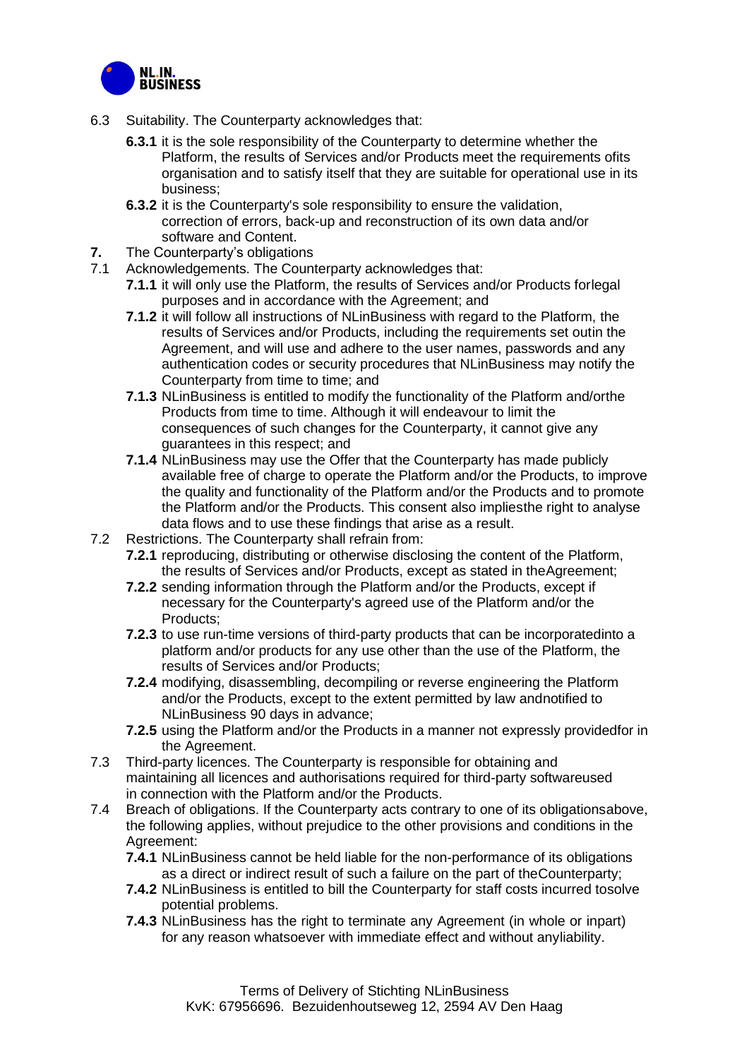6.3 Suitability. The Counterparty acknowledges that:

- **6.3.1** it is the sole responsibility of the Counterparty to determine whether the Platform, the results of Services and/or Products meet the requirements ofits organisation and to satisfy itself that they are suitable for operational use in its business;
- **6.3.2** it is the Counterparty's sole responsibility to ensure the validation, correction of errors, back-up and reconstruction of its own data and/or software and Content.

**7.** The Counterparty's obligations

7.1 Acknowledgements. The Counterparty acknowledges that:

- **7.1.1** it will only use the Platform, the results of Services and/or Products forlegal purposes and in accordance with the Agreement; and
- **7.1.2** it will follow all instructions of NLinBusiness with regard to the Platform, the results of Services and/or Products, including the requirements set outin the Agreement, and will use and adhere to the user names, passwords and any authentication codes or security procedures that NLinBusiness may notify the Counterparty from time to time; and
- **7.1.3** NLinBusiness is entitled to modify the functionality of the Platform and/orthe Products from time to time. Although it will endeavour to limit the consequences of such changes for the Counterparty, it cannot give any guarantees in this respect; and
- **7.1.4** NLinBusiness may use the Offer that the Counterparty has made publicly available free of charge to operate the Platform and/or the Products, to improve the quality and functionality of the Platform and/or the Products and to promote the Platform and/or the Products. This consent also impliesthe right to analyse data flows and to use these findings that arise as a result.

7.2 Restrictions. The Counterparty shall refrain from:

- **7.2.1** reproducing, distributing or otherwise disclosing the content of the Platform, the results of Services and/or Products, except as stated in theAgreement;
- **7.2.2** sending information through the Platform and/or the Products, except if necessary for the Counterparty's agreed use of the Platform and/or the Products;
- **7.2.3** to use run-time versions of third-party products that can be incorporatedinto a platform and/or products for any use other than the use of the Platform, the results of Services and/or Products;
- **7.2.4** modifying, disassembling, decompiling or reverse engineering the Platform and/or the Products, except to the extent permitted by law andnotified to NLinBusiness 90 days in advance;
- **7.2.5** using the Platform and/or the Products in a manner not expressly providedfor in the Agreement.

7.3 Third-party licences. The Counterparty is responsible for obtaining and maintaining all licences and authorisations required for third-party softwareused in connection with the Platform and/or the Products.

7.4 Breach of obligations. If the Counterparty acts contrary to one of its obligationsabove, the following applies, without prejudice to the other provisions and conditions in the Agreement:

- **7.4.1** NLinBusiness cannot be held liable for the non-performance of its obligations as a direct or indirect result of such a failure on the part of theCounterparty;
- **7.4.2** NLinBusiness is entitled to bill the Counterparty for staff costs incurred tosolve potential problems.
- **7.4.3** NLinBusiness has the right to terminate any Agreement (in whole or inpart) for any reason whatsoever with immediate effect and without anyliability.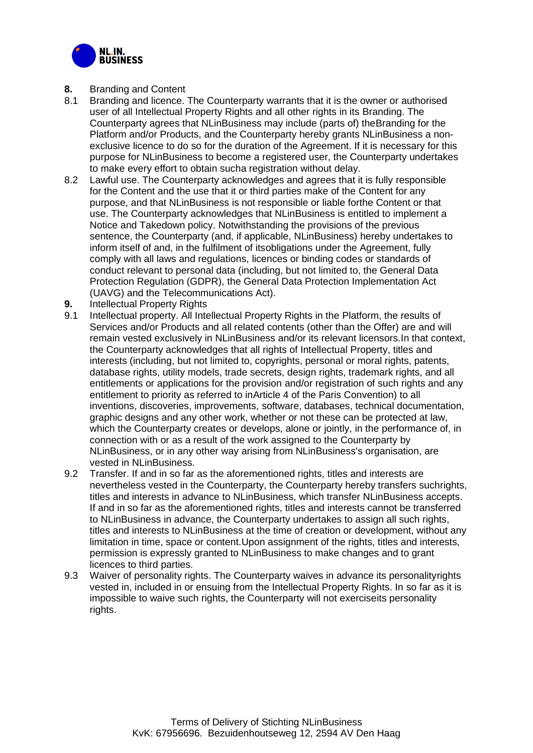**8.** Branding and Content

8.1 Branding and licence. The Counterparty warrants that it is the owner or authorised user of all Intellectual Property Rights and all other rights in its Branding. The Counterparty agrees that NLinBusiness may include (parts of) theBranding for the Platform and/or Products, and the Counterparty hereby grants NLinBusiness a non-exclusive licence to do so for the duration of the Agreement. If it is necessary for this purpose for NLinBusiness to become a registered user, the Counterparty undertakes to make every effort to obtain sucha registration without delay.

8.2 Lawful use. The Counterparty acknowledges and agrees that it is fully responsible for the Content and the use that it or third parties make of the Content for any purpose, and that NLinBusiness is not responsible or liable forthe Content or that use. The Counterparty acknowledges that NLinBusiness is entitled to implement a Notice and Takedown policy. Notwithstanding the provisions of the previous sentence, the Counterparty (and, if applicable, NLinBusiness) hereby undertakes to inform itself of and, in the fulfilment of itsobligations under the Agreement, fully comply with all laws and regulations, licences or binding codes or standards of conduct relevant to personal data (including, but not limited to, the General Data Protection Regulation (GDPR), the General Data Protection Implementation Act (UAVG) and the Telecommunications Act).

**9.** Intellectual Property Rights

9.1 Intellectual property. All Intellectual Property Rights in the Platform, the results of Services and/or Products and all related contents (other than the Offer) are and will remain vested exclusively in NLinBusiness and/or its relevant licensors.In that context, the Counterparty acknowledges that all rights of Intellectual Property, titles and interests (including, but not limited to, copyrights, personal or moral rights, patents, database rights, utility models, trade secrets, design rights, trademark rights, and all entitlements or applications for the provision and/or registration of such rights and any entitlement to priority as referred to inArticle 4 of the Paris Convention) to all inventions, discoveries, improvements, software, databases, technical documentation, graphic designs and any other work, whether or not these can be protected at law, which the Counterparty creates or develops, alone or jointly, in the performance of, in connection with or as a result of the work assigned to the Counterparty by NLinBusiness, or in any other way arising from NLinBusiness's organisation, are vested in NLinBusiness.

9.2 Transfer. If and in so far as the aforementioned rights, titles and interests are nevertheless vested in the Counterparty, the Counterparty hereby transfers suchrights, titles and interests in advance to NLinBusiness, which transfer NLinBusiness accepts. If and in so far as the aforementioned rights, titles and interests cannot be transferred to NLinBusiness in advance, the Counterparty undertakes to assign all such rights, titles and interests to NLinBusiness at the time of creation or development, without any limitation in time, space or content.Upon assignment of the rights, titles and interests, permission is expressly granted to NLinBusiness to make changes and to grant licences to third parties.

9.3 Waiver of personality rights. The Counterparty waives in advance its personalityrights vested in, included in or ensuing from the Intellectual Property Rights. In so far as it is impossible to waive such rights, the Counterparty will not exerciseits personality rights.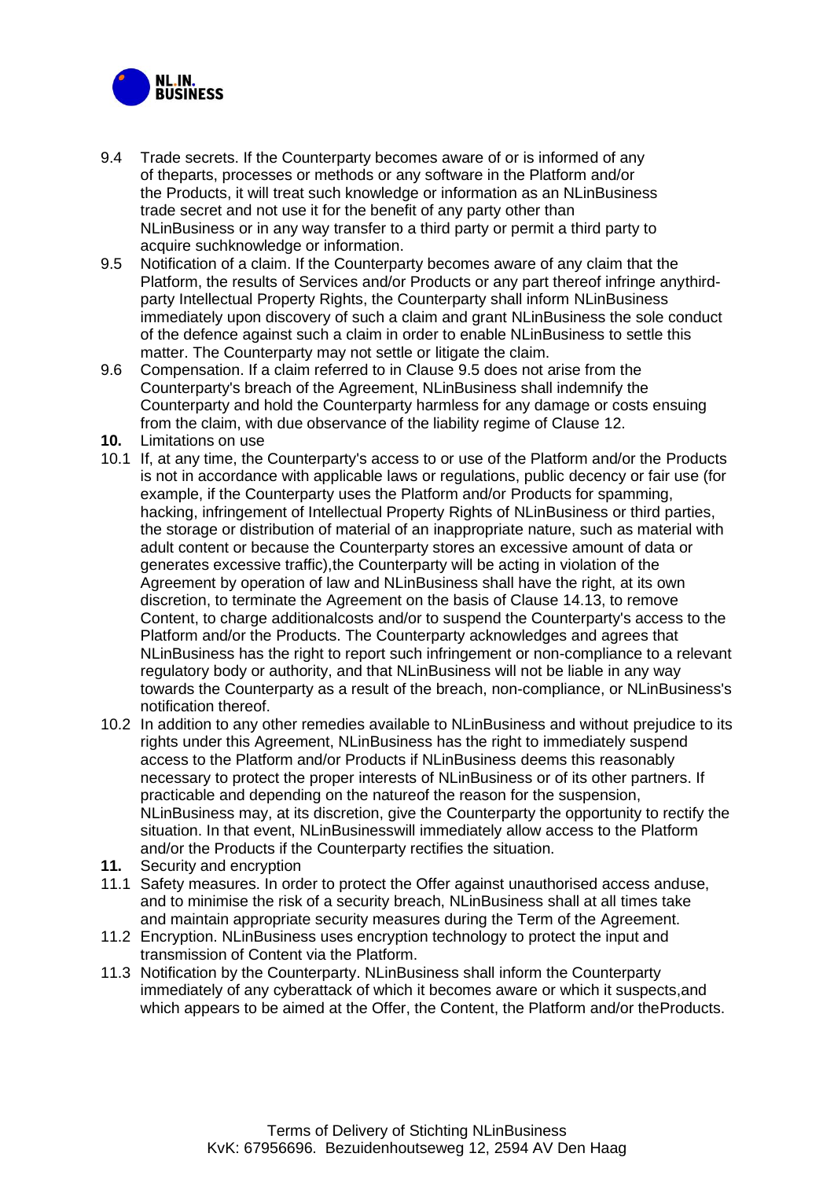9.4 Trade secrets. If the Counterparty becomes aware of or is informed of any of theparts, processes or methods or any software in the Platform and/or the Products, it will treat such knowledge or information as an NLinBusiness trade secret and not use it for the benefit of any party other than NLinBusiness or in any way transfer to a third party or permit a third party to acquire suchknowledge or information.

9.5 Notification of a claim. If the Counterparty becomes aware of any claim that the Platform, the results of Services and/or Products or any part thereof infringe anythird-party Intellectual Property Rights, the Counterparty shall inform NLinBusiness immediately upon discovery of such a claim and grant NLinBusiness the sole conduct of the defence against such a claim in order to enable NLinBusiness to settle this matter. The Counterparty may not settle or litigate the claim.

9.6 Compensation. If a claim referred to in Clause 9.5 does not arise from the Counterparty's breach of the Agreement, NLinBusiness shall indemnify the Counterparty and hold the Counterparty harmless for any damage or costs ensuing from the claim, with due observance of the liability regime of Clause 12.

**10.** Limitations on use

10.1 If, at any time, the Counterparty's access to or use of the Platform and/or the Products is not in accordance with applicable laws or regulations, public decency or fair use (for example, if the Counterparty uses the Platform and/or Products for spamming, hacking, infringement of Intellectual Property Rights of NLinBusiness or third parties, the storage or distribution of material of an inappropriate nature, such as material with adult content or because the Counterparty stores an excessive amount of data or generates excessive traffic),the Counterparty will be acting in violation of the Agreement by operation of law and NLinBusiness shall have the right, at its own discretion, to terminate the Agreement on the basis of Clause 14.13, to remove Content, to charge additionalcosts and/or to suspend the Counterparty's access to the Platform and/or the Products. The Counterparty acknowledges and agrees that NLinBusiness has the right to report such infringement or non-compliance to a relevant regulatory body or authority, and that NLinBusiness will not be liable in any way towards the Counterparty as a result of the breach, non-compliance, or NLinBusiness's notification thereof.

10.2 In addition to any other remedies available to NLinBusiness and without prejudice to its rights under this Agreement, NLinBusiness has the right to immediately suspend access to the Platform and/or Products if NLinBusiness deems this reasonably necessary to protect the proper interests of NLinBusiness or of its other partners. If practicable and depending on the natureof the reason for the suspension, NLinBusiness may, at its discretion, give the Counterparty the opportunity to rectify the situation. In that event, NLinBusinesswill immediately allow access to the Platform and/or the Products if the Counterparty rectifies the situation.

**11.** Security and encryption

11.1 Safety measures. In order to protect the Offer against unauthorised access anduse, and to minimise the risk of a security breach, NLinBusiness shall at all times take and maintain appropriate security measures during the Term of the Agreement.

11.2 Encryption. NLinBusiness uses encryption technology to protect the input and transmission of Content via the Platform.

11.3 Notification by the Counterparty. NLinBusiness shall inform the Counterparty immediately of any cyberattack of which it becomes aware or which it suspects,and which appears to be aimed at the Offer, the Content, the Platform and/or theProducts.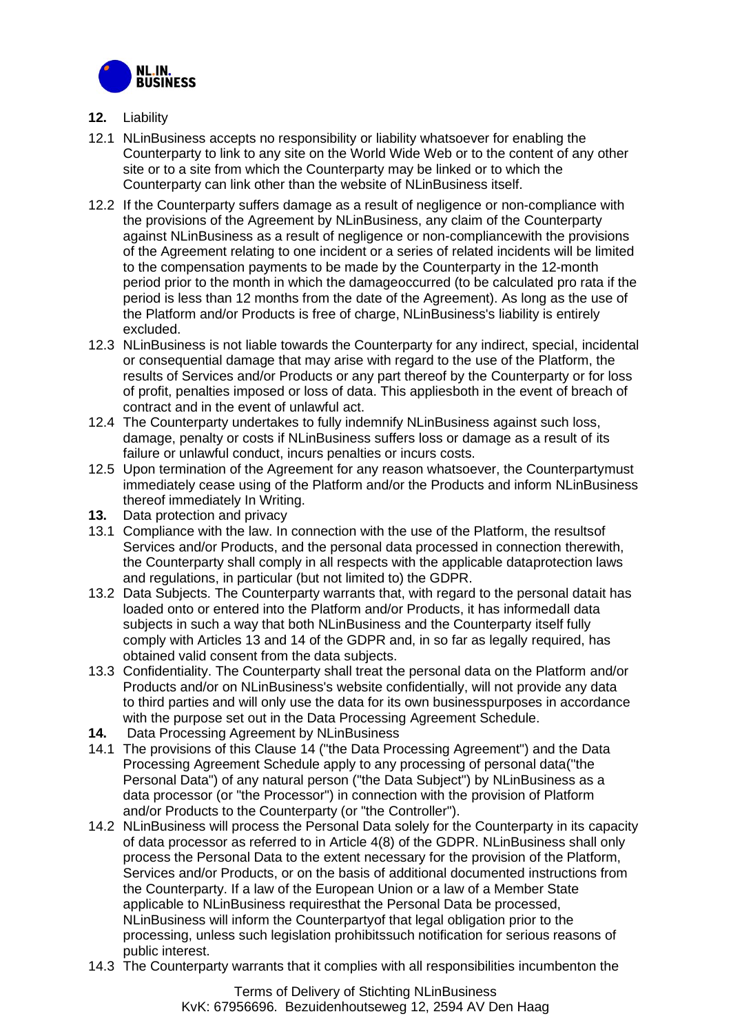**12.** Liability

12.1 NLinBusiness accepts no responsibility or liability whatsoever for enabling the Counterparty to link to any site on the World Wide Web or to the content of any other site or to a site from which the Counterparty may be linked or to which the Counterparty can link other than the website of NLinBusiness itself.

12.2 If the Counterparty suffers damage as a result of negligence or non-compliance with the provisions of the Agreement by NLinBusiness, any claim of the Counterparty against NLinBusiness as a result of negligence or non-compliancewith the provisions of the Agreement relating to one incident or a series of related incidents will be limited to the compensation payments to be made by the Counterparty in the 12-month period prior to the month in which the damageoccurred (to be calculated pro rata if the period is less than 12 months from the date of the Agreement). As long as the use of the Platform and/or Products is free of charge, NLinBusiness's liability is entirely excluded.

12.3 NLinBusiness is not liable towards the Counterparty for any indirect, special, incidental or consequential damage that may arise with regard to the use of the Platform, the results of Services and/or Products or any part thereof by the Counterparty or for loss of profit, penalties imposed or loss of data. This appliesboth in the event of breach of contract and in the event of unlawful act.

12.4 The Counterparty undertakes to fully indemnify NLinBusiness against such loss, damage, penalty or costs if NLinBusiness suffers loss or damage as a result of its failure or unlawful conduct, incurs penalties or incurs costs.

12.5 Upon termination of the Agreement for any reason whatsoever, the Counterpartymust immediately cease using of the Platform and/or the Products and inform NLinBusiness thereof immediately In Writing.

**13.** Data protection and privacy

13.1 Compliance with the law. In connection with the use of the Platform, the resultsof Services and/or Products, and the personal data processed in connection therewith, the Counterparty shall comply in all respects with the applicable dataprotection laws and regulations, in particular (but not limited to) the GDPR.

13.2 Data Subjects. The Counterparty warrants that, with regard to the personal datait has loaded onto or entered into the Platform and/or Products, it has informedall data subjects in such a way that both NLinBusiness and the Counterparty itself fully comply with Articles 13 and 14 of the GDPR and, in so far as legally required, has obtained valid consent from the data subjects.

13.3 Confidentiality. The Counterparty shall treat the personal data on the Platform and/or Products and/or on NLinBusiness's website confidentially, will not provide any data to third parties and will only use the data for its own businesspurposes in accordance with the purpose set out in the Data Processing Agreement Schedule.

**14.** Data Processing Agreement by NLinBusiness

14.1 The provisions of this Clause 14 ("the Data Processing Agreement") and the Data Processing Agreement Schedule apply to any processing of personal data("the Personal Data") of any natural person ("the Data Subject") by NLinBusiness as a data processor (or "the Processor") in connection with the provision of Platform and/or Products to the Counterparty (or "the Controller").

14.2 NLinBusiness will process the Personal Data solely for the Counterparty in its capacity of data processor as referred to in Article 4(8) of the GDPR. NLinBusiness shall only process the Personal Data to the extent necessary for the provision of the Platform, Services and/or Products, or on the basis of additional documented instructions from the Counterparty. If a law of the European Union or a law of a Member State applicable to NLinBusiness requiresthat the Personal Data be processed, NLinBusiness will inform the Counterpartyof that legal obligation prior to the processing, unless such legislation prohibitssuch notification for serious reasons of public interest.

14.3 The Counterparty warrants that it complies with all responsibilities incumbenton the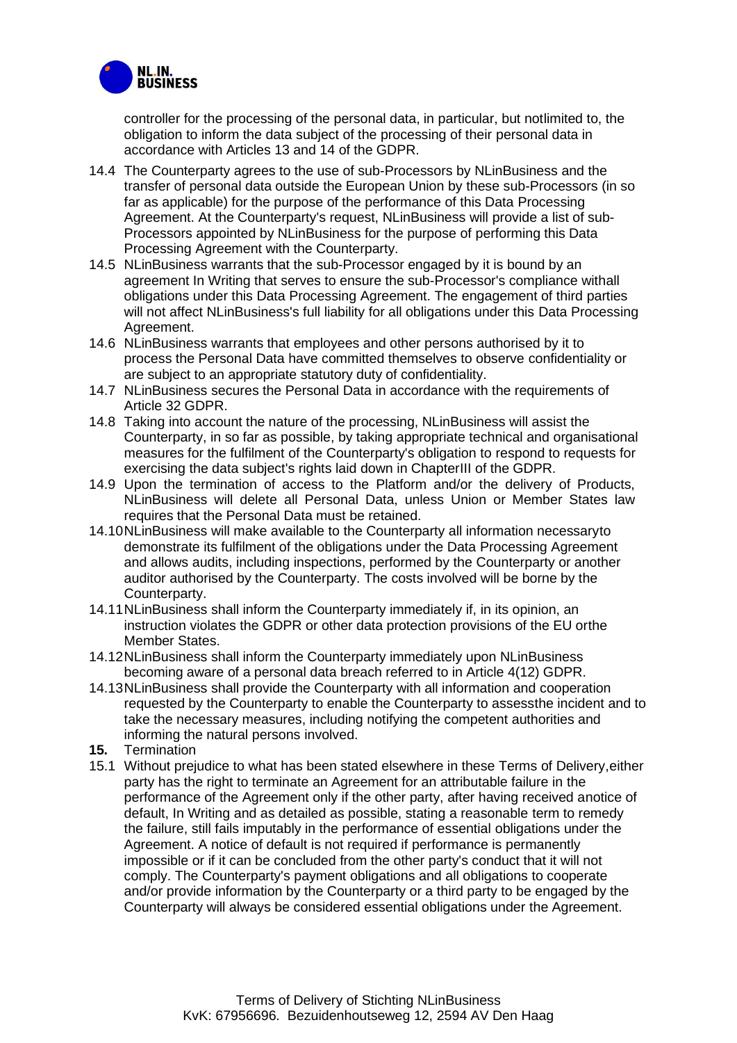controller for the processing of the personal data, in particular, but notlimited to, the obligation to inform the data subject of the processing of their personal data in accordance with Articles 13 and 14 of the GDPR.

14.4 The Counterparty agrees to the use of sub-Processors by NLinBusiness and the transfer of personal data outside the European Union by these sub-Processors (in so far as applicable) for the purpose of the performance of this Data Processing Agreement. At the Counterparty's request, NLinBusiness will provide a list of sub-Processors appointed by NLinBusiness for the purpose of performing this Data Processing Agreement with the Counterparty.

14.5 NLinBusiness warrants that the sub-Processor engaged by it is bound by an agreement In Writing that serves to ensure the sub-Processor's compliance withall obligations under this Data Processing Agreement. The engagement of third parties will not affect NLinBusiness's full liability for all obligations under this Data Processing Agreement.

14.6 NLinBusiness warrants that employees and other persons authorised by it to process the Personal Data have committed themselves to observe confidentiality or are subject to an appropriate statutory duty of confidentiality.

14.7 NLinBusiness secures the Personal Data in accordance with the requirements of Article 32 GDPR.

14.8 Taking into account the nature of the processing, NLinBusiness will assist the Counterparty, in so far as possible, by taking appropriate technical and organisational measures for the fulfilment of the Counterparty's obligation to respond to requests for exercising the data subject's rights laid down in ChapterIII of the GDPR.

14.9 Upon the termination of access to the Platform and/or the delivery of Products, NLinBusiness will delete all Personal Data, unless Union or Member States law requires that the Personal Data must be retained.

14.10 NLinBusiness will make available to the Counterparty all information necessaryto demonstrate its fulfilment of the obligations under the Data Processing Agreement and allows audits, including inspections, performed by the Counterparty or another auditor authorised by the Counterparty. The costs involved will be borne by the Counterparty.

14.11 NLinBusiness shall inform the Counterparty immediately if, in its opinion, an instruction violates the GDPR or other data protection provisions of the EU orthe Member States.

14.12 NLinBusiness shall inform the Counterparty immediately upon NLinBusiness becoming aware of a personal data breach referred to in Article 4(12) GDPR.

14.13 NLinBusiness shall provide the Counterparty with all information and cooperation requested by the Counterparty to enable the Counterparty to assessthe incident and to take the necessary measures, including notifying the competent authorities and informing the natural persons involved.

**15.** Termination

15.1 Without prejudice to what has been stated elsewhere in these Terms of Delivery,either party has the right to terminate an Agreement for an attributable failure in the performance of the Agreement only if the other party, after having received anotice of default, In Writing and as detailed as possible, stating a reasonable term to remedy the failure, still fails imputably in the performance of essential obligations under the Agreement. A notice of default is not required if performance is permanently impossible or if it can be concluded from the other party's conduct that it will not comply. The Counterparty's payment obligations and all obligations to cooperate and/or provide information by the Counterparty or a third party to be engaged by the Counterparty will always be considered essential obligations under the Agreement.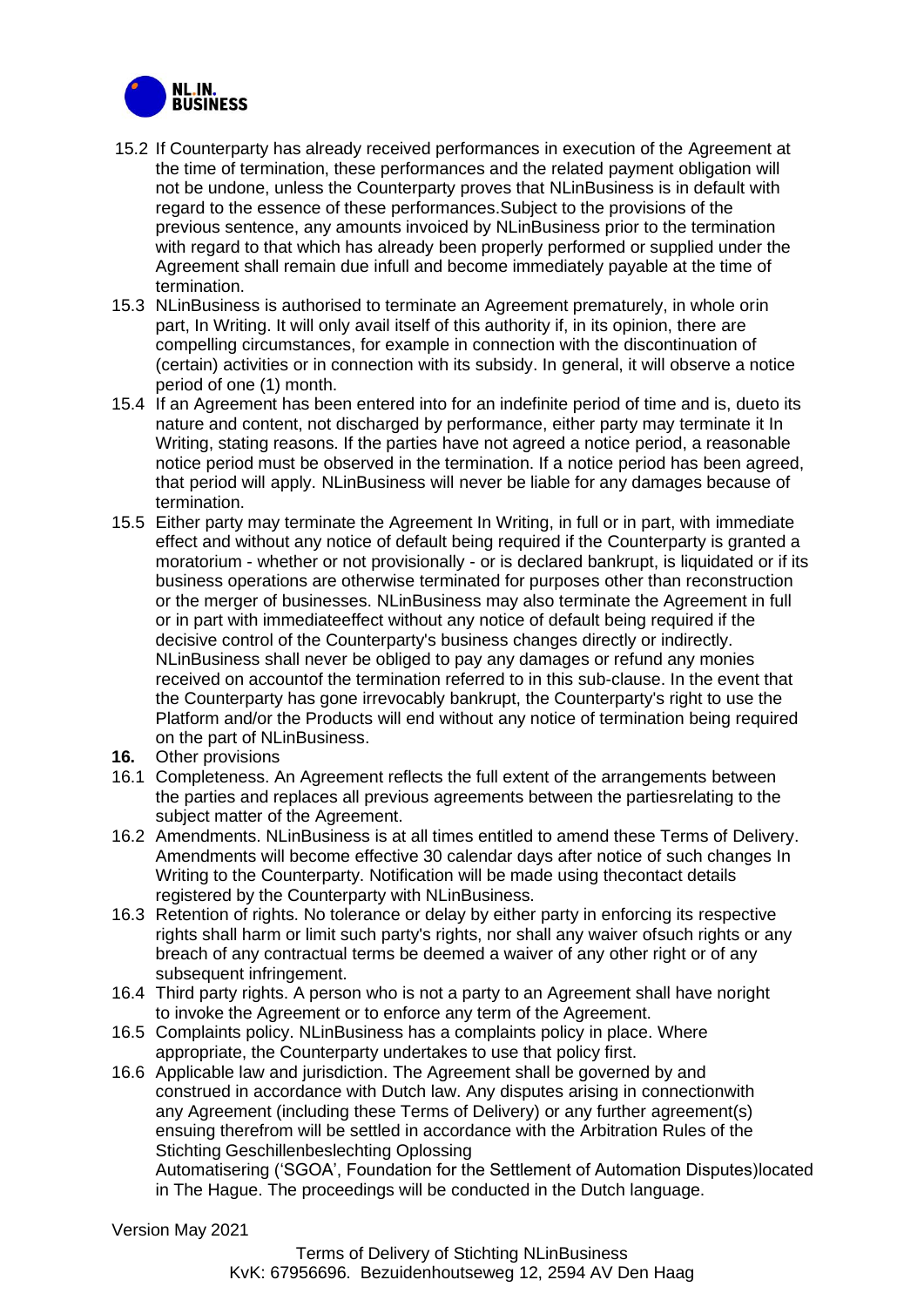15.2 If Counterparty has already received performances in execution of the Agreement at the time of termination, these performances and the related payment obligation will not be undone, unless the Counterparty proves that NLinBusiness is in default with regard to the essence of these performances.Subject to the provisions of the previous sentence, any amounts invoiced by NLinBusiness prior to the termination with regard to that which has already been properly performed or supplied under the Agreement shall remain due infull and become immediately payable at the time of termination.

15.3 NLinBusiness is authorised to terminate an Agreement prematurely, in whole orin part, In Writing. It will only avail itself of this authority if, in its opinion, there are compelling circumstances, for example in connection with the discontinuation of (certain) activities or in connection with its subsidy. In general, it will observe a notice period of one (1) month.

15.4 If an Agreement has been entered into for an indefinite period of time and is, dueto its nature and content, not discharged by performance, either party may terminate it In Writing, stating reasons. If the parties have not agreed a notice period, a reasonable notice period must be observed in the termination. If a notice period has been agreed, that period will apply. NLinBusiness will never be liable for any damages because of termination.

15.5 Either party may terminate the Agreement In Writing, in full or in part, with immediate effect and without any notice of default being required if the Counterparty is granted a moratorium - whether or not provisionally - or is declared bankrupt, is liquidated or if its business operations are otherwise terminated for purposes other than reconstruction or the merger of businesses. NLinBusiness may also terminate the Agreement in full or in part with immediateeffect without any notice of default being required if the decisive control of the Counterparty's business changes directly or indirectly. NLinBusiness shall never be obliged to pay any damages or refund any monies received on accountof the termination referred to in this sub-clause. In the event that the Counterparty has gone irrevocably bankrupt, the Counterparty's right to use the Platform and/or the Products will end without any notice of termination being required on the part of NLinBusiness.

**16.** Other provisions

16.1 Completeness. An Agreement reflects the full extent of the arrangements between the parties and replaces all previous agreements between the partiesrelating to the subject matter of the Agreement.

16.2 Amendments. NLinBusiness is at all times entitled to amend these Terms of Delivery. Amendments will become effective 30 calendar days after notice of such changes In Writing to the Counterparty. Notification will be made using thecontact details registered by the Counterparty with NLinBusiness.

16.3 Retention of rights. No tolerance or delay by either party in enforcing its respective rights shall harm or limit such party's rights, nor shall any waiver ofsuch rights or any breach of any contractual terms be deemed a waiver of any other right or of any subsequent infringement.

16.4 Third party rights. A person who is not a party to an Agreement shall have noright to invoke the Agreement or to enforce any term of the Agreement.

16.5 Complaints policy. NLinBusiness has a complaints policy in place. Where appropriate, the Counterparty undertakes to use that policy first.

16.6 Applicable law and jurisdiction. The Agreement shall be governed by and construed in accordance with Dutch law. Any disputes arising in connectionwith any Agreement (including these Terms of Delivery) or any further agreement(s) ensuing therefrom will be settled in accordance with the Arbitration Rules of the Stichting Geschillenbeslechting Oplossing Automatisering ('SGOA', Foundation for the Settlement of Automation Disputes)located in The Hague. The proceedings will be conducted in the Dutch language.

Version May 2021